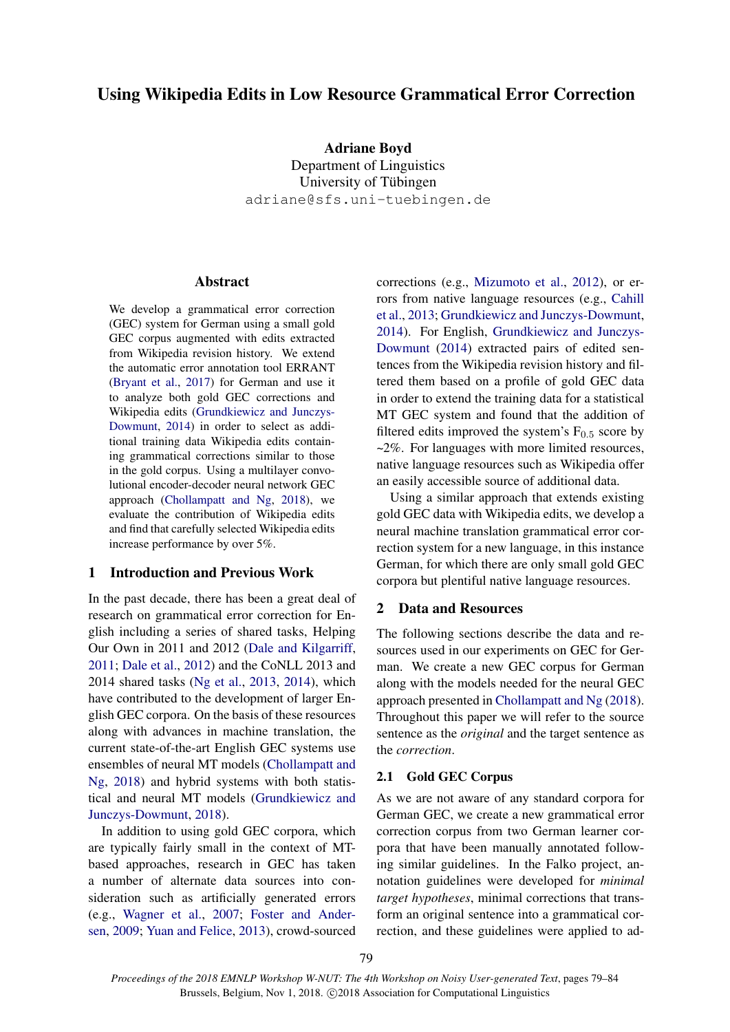# Using Wikipedia Edits in Low Resource Grammatical Error Correction

**Adriane Boyd**
Department of Linguistics
University of Tübingen
adriane@sfs.uni-tuebingen.de

## Abstract

We develop a grammatical error correction (GEC) system for German using a small gold GEC corpus augmented with edits extracted from Wikipedia revision history. We extend the automatic error annotation tool ERRANT (Bryant et al., 2017) for German and use it to analyze both gold GEC corrections and Wikipedia edits (Grundkiewicz and Junczys-Dowmunt, 2014) in order to select as additional training data Wikipedia edits containing grammatical corrections similar to those in the gold corpus. Using a multilayer convolutional encoder-decoder neural network GEC approach (Chollampatt and Ng, 2018), we evaluate the contribution of Wikipedia edits and find that carefully selected Wikipedia edits increase performance by over 5%.

## 1 Introduction and Previous Work

In the past decade, there has been a great deal of research on grammatical error correction for English including a series of shared tasks, Helping Our Own in 2011 and 2012 (Dale and Kilgarriff, 2011; Dale et al., 2012) and the CoNLL 2013 and 2014 shared tasks (Ng et al., 2013, 2014), which have contributed to the development of larger English GEC corpora. On the basis of these resources along with advances in machine translation, the current state-of-the-art English GEC systems use ensembles of neural MT models (Chollampatt and Ng, 2018) and hybrid systems with both statistical and neural MT models (Grundkiewicz and Junczys-Dowmunt, 2018).

In addition to using gold GEC corpora, which are typically fairly small in the context of MT-based approaches, research in GEC has taken a number of alternate data sources into consideration such as artificially generated errors (e.g., Wagner et al., 2007; Foster and Andersen, 2009; Yuan and Felice, 2013), crowd-sourced corrections (e.g., Mizumoto et al., 2012), or errors from native language resources (e.g., Cahill et al., 2013; Grundkiewicz and Junczys-Dowmunt, 2014). For English, Grundkiewicz and Junczys-Dowmunt (2014) extracted pairs of edited sentences from the Wikipedia revision history and filtered them based on a profile of gold GEC data in order to extend the training data for a statistical MT GEC system and found that the addition of filtered edits improved the system's $F_{0.5}$ score by ~2%. For languages with more limited resources, native language resources such as Wikipedia offer an easily accessible source of additional data.

Using a similar approach that extends existing gold GEC data with Wikipedia edits, we develop a neural machine translation grammatical error correction system for a new language, in this instance German, for which there are only small gold GEC corpora but plentiful native language resources.

## 2 Data and Resources

The following sections describe the data and resources used in our experiments on GEC for German. We create a new GEC corpus for German along with the models needed for the neural GEC approach presented in Chollampatt and Ng (2018). Throughout this paper we will refer to the source sentence as the *original* and the target sentence as the *correction*.

### 2.1 Gold GEC Corpus

As we are not aware of any standard corpora for German GEC, we create a new grammatical error correction corpus from two German learner corpora that have been manually annotated following similar guidelines. In the Falko project, annotation guidelines were developed for *minimal target hypotheses*, minimal corrections that transform an original sentence into a grammatical correction, and these guidelines were applied to ad-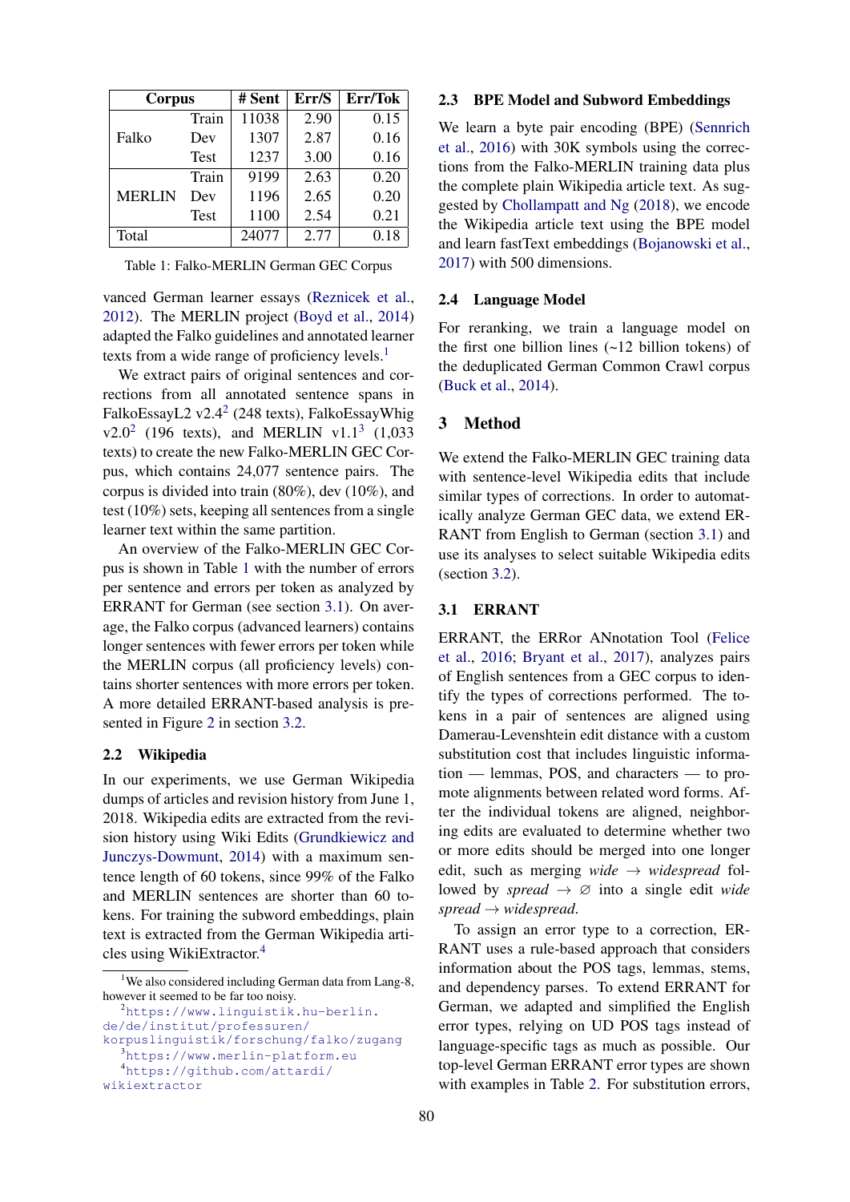| Corpus | | # Sent | Err/S | Err/Tok |
|---|---|---|---|---|
| Falko | Train | 11038 | 2.90 | 0.15 |
| | Dev | 1307 | 2.87 | 0.16 |
| | Test | 1237 | 3.00 | 0.16 |
| MERLIN | Train | 9199 | 2.63 | 0.20 |
| | Dev | 1196 | 2.65 | 0.20 |
| | Test | 1100 | 2.54 | 0.21 |
| Total | | 24077 | 2.77 | 0.18 |

Table 1: Falko-MERLIN German GEC Corpus

vanced German learner essays (Reznicek et al., 2012). The MERLIN project (Boyd et al., 2014) adapted the Falko guidelines and annotated learner texts from a wide range of proficiency levels.[1]

We extract pairs of original sentences and corrections from all annotated sentence spans in FalkoEssayL2 v2.4[2] (248 texts), FalkoEssayWhig v2.0[2] (196 texts), and MERLIN v1.1[3] (1,033 texts) to create the new Falko-MERLIN GEC Corpus, which contains 24,077 sentence pairs. The corpus is divided into train (80%), dev (10%), and test (10%) sets, keeping all sentences from a single learner text within the same partition.

An overview of the Falko-MERLIN GEC Corpus is shown in Table 1 with the number of errors per sentence and errors per token as analyzed by ERRANT for German (see section 3.1). On average, the Falko corpus (advanced learners) contains longer sentences with fewer errors per token while the MERLIN corpus (all proficiency levels) contains shorter sentences with more errors per token. A more detailed ERRANT-based analysis is presented in Figure 2 in section 3.2.

## 2.2 Wikipedia

In our experiments, we use German Wikipedia dumps of articles and revision history from June 1, 2018. Wikipedia edits are extracted from the revision history using Wiki Edits (Grundkiewicz and Junczys-Dowmunt, 2014) with a maximum sentence length of 60 tokens, since 99% of the Falko and MERLIN sentences are shorter than 60 tokens. For training the subword embeddings, plain text is extracted from the German Wikipedia articles using WikiExtractor.[4]

[1] We also considered including German data from Lang-8, however it seemed to be far too noisy.

[2] https://www.linguistik.hu-berlin.de/de/institut/professuren/korpuslinguistik/forschung/falko/zugang

[3] https://www.merlin-platform.eu

[4] https://github.com/attardi/wikiextractor

## 2.3 BPE Model and Subword Embeddings

We learn a byte pair encoding (BPE) (Sennrich et al., 2016) with 30K symbols using the corrections from the Falko-MERLIN training data plus the complete plain Wikipedia article text. As suggested by Chollampatt and Ng (2018), we encode the Wikipedia article text using the BPE model and learn fastText embeddings (Bojanowski et al., 2017) with 500 dimensions.

## 2.4 Language Model

For reranking, we train a language model on the first one billion lines (~12 billion tokens) of the deduplicated German Common Crawl corpus (Buck et al., 2014).

# 3 Method

We extend the Falko-MERLIN GEC training data with sentence-level Wikipedia edits that include similar types of corrections. In order to automatically analyze German GEC data, we extend ERRANT from English to German (section 3.1) and use its analyses to select suitable Wikipedia edits (section 3.2).

## 3.1 ERRANT

ERRANT, the ERRor ANnotation Tool (Felice et al., 2016; Bryant et al., 2017), analyzes pairs of English sentences from a GEC corpus to identify the types of corrections performed. The tokens in a pair of sentences are aligned using Damerau-Levenshtein edit distance with a custom substitution cost that includes linguistic information — lemmas, POS, and characters — to promote alignments between related word forms. After the individual tokens are aligned, neighboring edits are evaluated to determine whether two or more edits should be merged into one longer edit, such as merging *wide* → *widespread* followed by *spread* → ∅ into a single edit *wide spread* → *widespread*.

To assign an error type to a correction, ERRANT uses a rule-based approach that considers information about the POS tags, lemmas, stems, and dependency parses. To extend ERRANT for German, we adapted and simplified the English error types, relying on UD POS tags instead of language-specific tags as much as possible. Our top-level German ERRANT error types are shown with examples in Table 2. For substitution errors,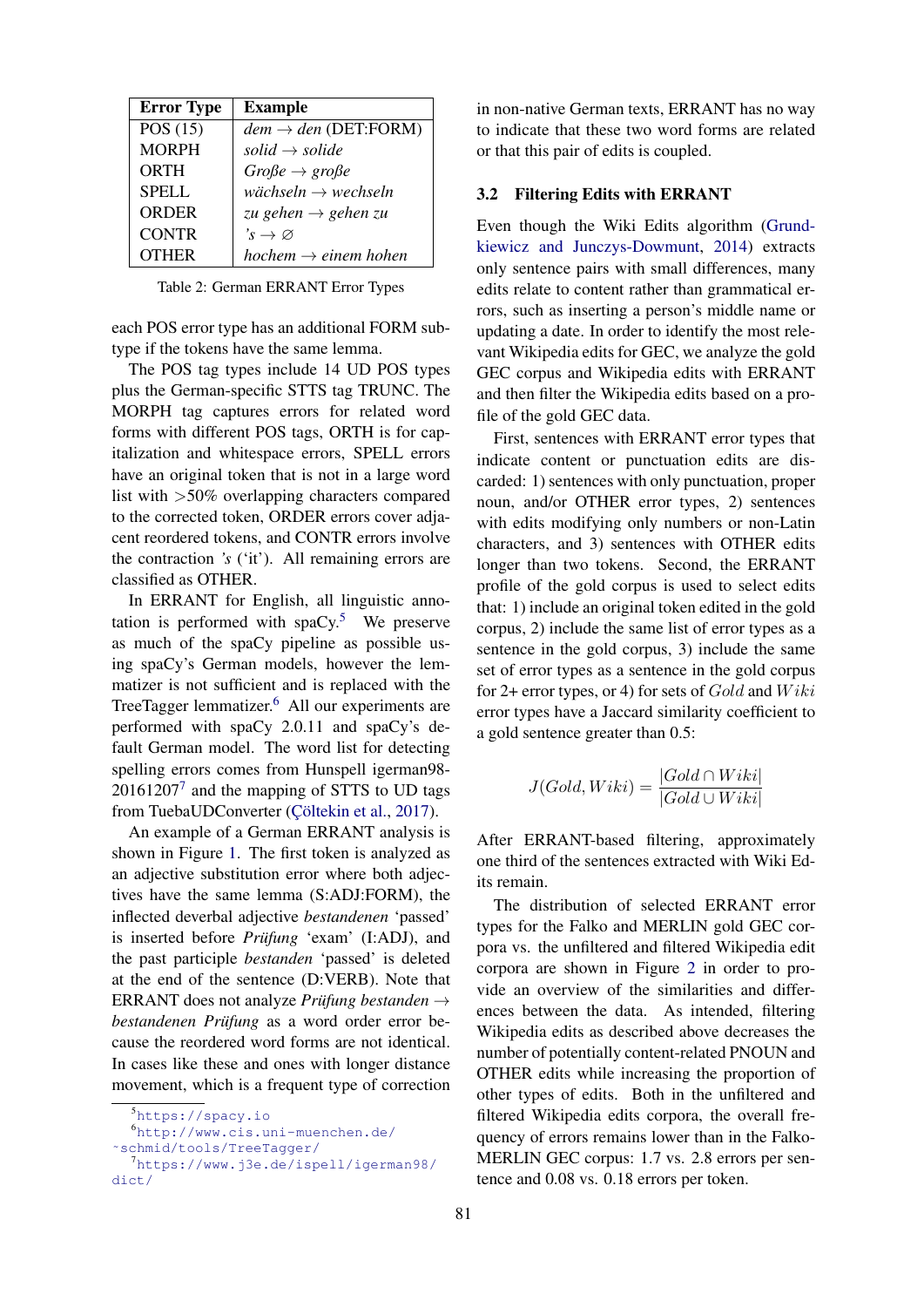| Error Type | Example |
|---|---|
| POS (15) | *dem* → *den* (DET:FORM) |
| MORPH | *solid* → *solide* |
| ORTH | *Große* → *große* |
| SPELL | *wächseln* → *wechseln* |
| ORDER | *zu gehen* → *gehen zu* |
| CONTR | *'s* → ∅ |
| OTHER | *hochem* → *einem hohen* |

Table 2: German ERRANT Error Types

each POS error type has an additional FORM subtype if the tokens have the same lemma.

The POS tag types include 14 UD POS types plus the German-specific STTS tag TRUNC. The MORPH tag captures errors for related word forms with different POS tags, ORTH is for capitalization and whitespace errors, SPELL errors have an original token that is not in a large word list with >50% overlapping characters compared to the corrected token, ORDER errors cover adjacent reordered tokens, and CONTR errors involve the contraction *'s* ('it'). All remaining errors are classified as OTHER.

In ERRANT for English, all linguistic annotation is performed with spaCy.[5] We preserve as much of the spaCy pipeline as possible using spaCy's German models, however the lemmatizer is not sufficient and is replaced with the TreeTagger lemmatizer.[6] All our experiments are performed with spaCy 2.0.11 and spaCy's default German model. The word list for detecting spelling errors comes from Hunspell igerman98-20161207[7] and the mapping of STTS to UD tags from TuebaUDConverter (Çöltekin et al., 2017).

An example of a German ERRANT analysis is shown in Figure 1. The first token is analyzed as an adjective substitution error where both adjectives have the same lemma (S:ADJ:FORM), the inflected deverbal adjective *bestandenen* 'passed' is inserted before *Prüfung* 'exam' (I:ADJ), and the past participle *bestanden* 'passed' is deleted at the end of the sentence (D:VERB). Note that ERRANT does not analyze *Prüfung bestanden* → *bestandenen Prüfung* as a word order error because the reordered word forms are not identical. In cases like these and ones with longer distance movement, which is a frequent type of correction in non-native German texts, ERRANT has no way to indicate that these two word forms are related or that this pair of edits is coupled.

[5] https://spacy.io

[6] http://www.cis.uni-muenchen.de/~schmid/tools/TreeTagger/

[7] https://www.j3e.de/ispell/igerman98/dict/

### 3.2 Filtering Edits with ERRANT

Even though the Wiki Edits algorithm (Grundkiewicz and Junczys-Dowmunt, 2014) extracts only sentence pairs with small differences, many edits relate to content rather than grammatical errors, such as inserting a person's middle name or updating a date. In order to identify the most relevant Wikipedia edits for GEC, we analyze the gold GEC corpus and Wikipedia edits with ERRANT and then filter the Wikipedia edits based on a profile of the gold GEC data.

First, sentences with ERRANT error types that indicate content or punctuation edits are discarded: 1) sentences with only punctuation, proper noun, and/or OTHER error types, 2) sentences with edits modifying only numbers or non-Latin characters, and 3) sentences with OTHER edits longer than two tokens. Second, the ERRANT profile of the gold corpus is used to select edits that: 1) include an original token edited in the gold corpus, 2) include the same list of error types as a sentence in the gold corpus, 3) include the same set of error types as a sentence in the gold corpus for 2+ error types, or 4) for sets of $Gold$ and $Wiki$ error types have a Jaccard similarity coefficient to a gold sentence greater than 0.5:

$$J(Gold, Wiki) = \frac{|Gold \cap Wiki|}{|Gold \cup Wiki|}$$

After ERRANT-based filtering, approximately one third of the sentences extracted with Wiki Edits remain.

The distribution of selected ERRANT error types for the Falko and MERLIN gold GEC corpora vs. the unfiltered and filtered Wikipedia edit corpora are shown in Figure 2 in order to provide an overview of the similarities and differences between the data. As intended, filtering Wikipedia edits as described above decreases the number of potentially content-related PNOUN and OTHER edits while increasing the proportion of other types of edits. Both in the unfiltered and filtered Wikipedia edits corpora, the overall frequency of errors remains lower than in the Falko-MERLIN GEC corpus: 1.7 vs. 2.8 errors per sentence and 0.08 vs. 0.18 errors per token.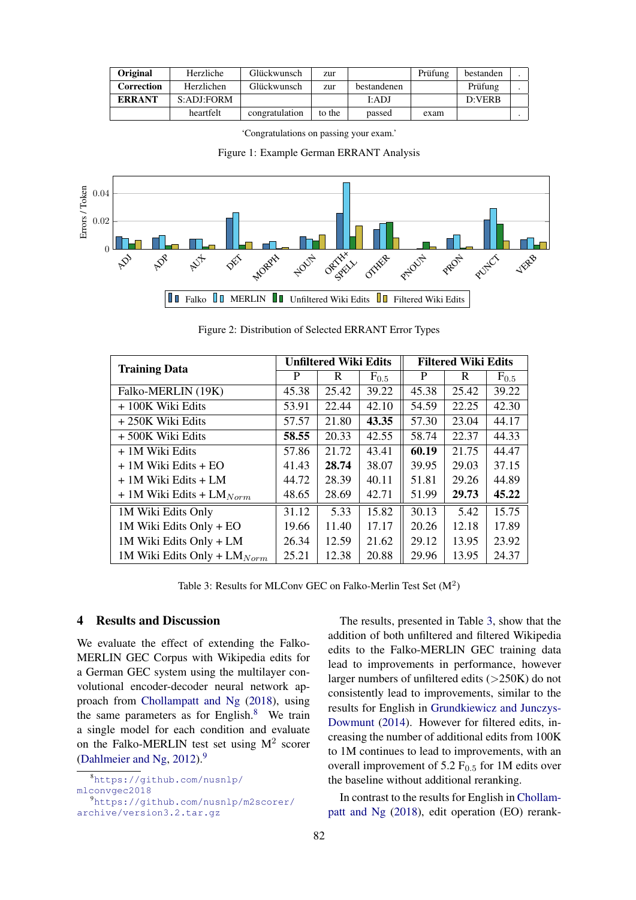| Original | Herzliche | Glückwunsch | zur | | Prüfung | bestanden | . |
|---|---|---|---|---|---|---|---|
| Correction | Herzlichen | Glückwunsch | zur | bestandenen | | Prüfung | . |
| ERRANT | S:ADJ:FORM | | | I:ADJ | | D:VERB | |
| | heartfelt | congratulation | to the | passed | exam | | . |

'Congratulations on passing your exam.'

Figure 1: Example German ERRANT Analysis

Figure 2: Distribution of Selected ERRANT Error Types

| Training Data | Unfiltered Wiki Edits | | | Filtered Wiki Edits | | |
|---|---|---|---|---|---|---|
| | P | R | $F_{0.5}$ | P | R | $F_{0.5}$ |
| Falko-MERLIN (19K) | 45.38 | 25.42 | 39.22 | 45.38 | 25.42 | 39.22 |
| + 100K Wiki Edits | 53.91 | 22.44 | 42.10 | 54.59 | 22.25 | 42.30 |
| + 250K Wiki Edits | 57.57 | 21.80 | **43.35** | 57.30 | 23.04 | 44.17 |
| + 500K Wiki Edits | **58.55** | 20.33 | 42.55 | 58.74 | 22.37 | 44.33 |
| + 1M Wiki Edits | 57.86 | 21.72 | 43.41 | **60.19** | 21.75 | 44.47 |
| + 1M Wiki Edits + EO | 41.43 | **28.74** | 38.07 | 39.95 | 29.03 | 37.15 |
| + 1M Wiki Edits + LM | 44.72 | 28.39 | 40.11 | 51.81 | 29.26 | 44.89 |
| + 1M Wiki Edits + $LM_{Norm}$ | 48.65 | 28.69 | 42.71 | 51.99 | **29.73** | **45.22** |
| 1M Wiki Edits Only | 31.12 | 5.33 | 15.82 | 30.13 | 5.42 | 15.75 |
| 1M Wiki Edits Only + EO | 19.66 | 11.40 | 17.17 | 20.26 | 12.18 | 17.89 |
| 1M Wiki Edits Only + LM | 26.34 | 12.59 | 21.62 | 29.12 | 13.95 | 23.92 |
| 1M Wiki Edits Only + $LM_{Norm}$ | 25.21 | 12.38 | 20.88 | 29.96 | 13.95 | 24.37 |

Table 3: Results for MLConv GEC on Falko-Merlin Test Set ($M^2$)

## 4 Results and Discussion

We evaluate the effect of extending the Falko-MERLIN GEC Corpus with Wikipedia edits for a German GEC system using the multilayer convolutional encoder-decoder neural network approach from Chollampatt and Ng (2018), using the same parameters as for English.[8] We train a single model for each condition and evaluate on the Falko-MERLIN test set using $M^2$ scorer (Dahlmeier and Ng, 2012).[9]

[8] https://github.com/nusnlp/mlconvgec2018

[9] https://github.com/nusnlp/m2scorer/archive/version3.2.tar.gz

The results, presented in Table 3, show that the addition of both unfiltered and filtered Wikipedia edits to the Falko-MERLIN GEC training data lead to improvements in performance, however larger numbers of unfiltered edits (>250K) do not consistently lead to improvements, similar to the results for English in Grundkiewicz and Junczys-Dowmunt (2014). However for filtered edits, increasing the number of additional edits from 100K to 1M continues to lead to improvements, with an overall improvement of 5.2 $F_{0.5}$ for 1M edits over the baseline without additional reranking.

In contrast to the results for English in Chollampatt and Ng (2018), edit operation (EO) rerank-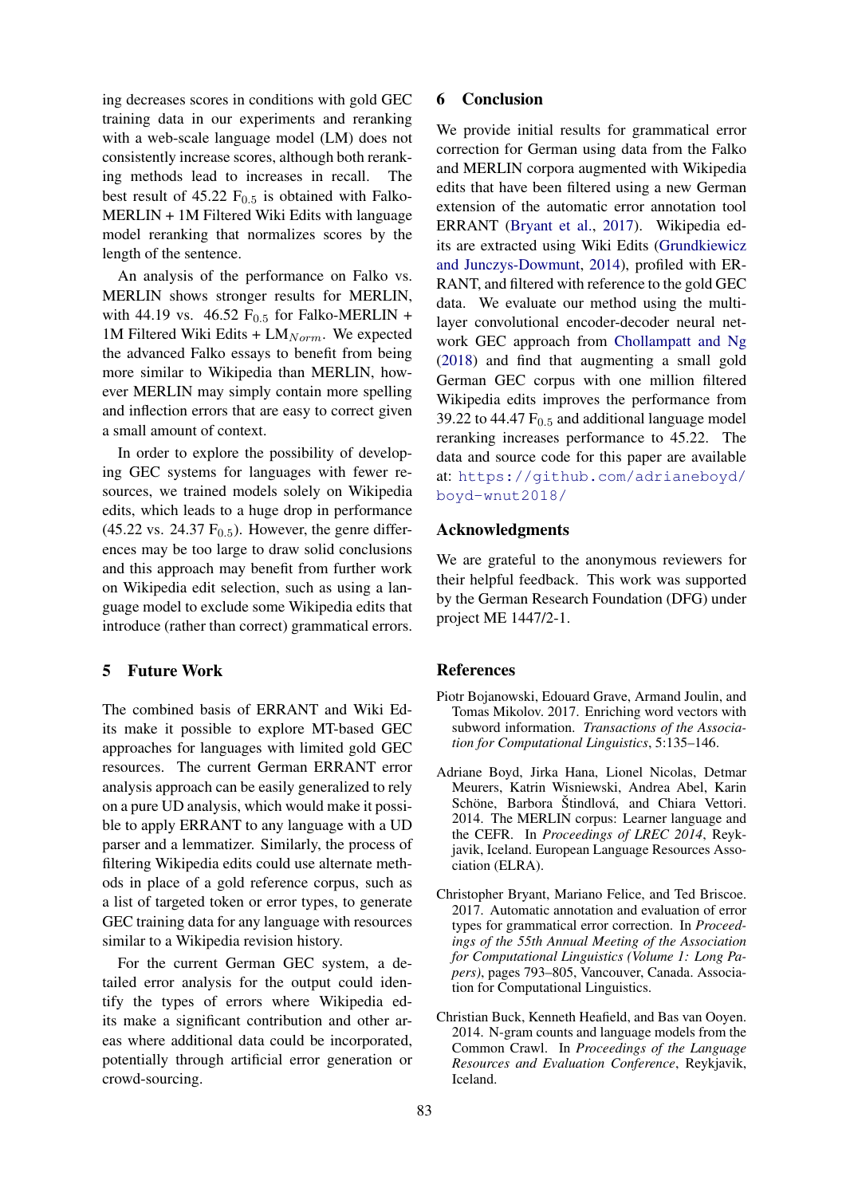ing decreases scores in conditions with gold GEC training data in our experiments and reranking with a web-scale language model (LM) does not consistently increase scores, although both reranking methods lead to increases in recall. The best result of 45.22 $F_{0.5}$ is obtained with Falko-MERLIN + 1M Filtered Wiki Edits with language model reranking that normalizes scores by the length of the sentence.

An analysis of the performance on Falko vs. MERLIN shows stronger results for MERLIN, with 44.19 vs. 46.52 $F_{0.5}$ for Falko-MERLIN + 1M Filtered Wiki Edits + $LM_{Norm}$. We expected the advanced Falko essays to benefit from being more similar to Wikipedia than MERLIN, however MERLIN may simply contain more spelling and inflection errors that are easy to correct given a small amount of context.

In order to explore the possibility of developing GEC systems for languages with fewer resources, we trained models solely on Wikipedia edits, which leads to a huge drop in performance (45.22 vs. 24.37 $F_{0.5}$). However, the genre differences may be too large to draw solid conclusions and this approach may benefit from further work on Wikipedia edit selection, such as using a language model to exclude some Wikipedia edits that introduce (rather than correct) grammatical errors.

## 5 Future Work

The combined basis of ERRANT and Wiki Edits make it possible to explore MT-based GEC approaches for languages with limited gold GEC resources. The current German ERRANT error analysis approach can be easily generalized to rely on a pure UD analysis, which would make it possible to apply ERRANT to any language with a UD parser and a lemmatizer. Similarly, the process of filtering Wikipedia edits could use alternate methods in place of a gold reference corpus, such as a list of targeted token or error types, to generate GEC training data for any language with resources similar to a Wikipedia revision history.

For the current German GEC system, a detailed error analysis for the output could identify the types of errors where Wikipedia edits make a significant contribution and other areas where additional data could be incorporated, potentially through artificial error generation or crowd-sourcing.

## 6 Conclusion

We provide initial results for grammatical error correction for German using data from the Falko and MERLIN corpora augmented with Wikipedia edits that have been filtered using a new German extension of the automatic error annotation tool ERRANT (Bryant et al., 2017). Wikipedia edits are extracted using Wiki Edits (Grundkiewicz and Junczys-Dowmunt, 2014), profiled with ERRANT, and filtered with reference to the gold GEC data. We evaluate our method using the multilayer convolutional encoder-decoder neural network GEC approach from Chollampatt and Ng (2018) and find that augmenting a small gold German GEC corpus with one million filtered Wikipedia edits improves the performance from 39.22 to 44.47 $F_{0.5}$ and additional language model reranking increases performance to 45.22. The data and source code for this paper are available at: https://github.com/adrianeboyd/boyd-wnut2018/

## Acknowledgments

We are grateful to the anonymous reviewers for their helpful feedback. This work was supported by the German Research Foundation (DFG) under project ME 1447/2-1.

## References

Piotr Bojanowski, Edouard Grave, Armand Joulin, and Tomas Mikolov. 2017. Enriching word vectors with subword information. *Transactions of the Association for Computational Linguistics*, 5:135–146.

Adriane Boyd, Jirka Hana, Lionel Nicolas, Detmar Meurers, Katrin Wisniewski, Andrea Abel, Karin Schöne, Barbora Štindlová, and Chiara Vettori. 2014. The MERLIN corpus: Learner language and the CEFR. In *Proceedings of LREC 2014*, Reykjavik, Iceland. European Language Resources Association (ELRA).

Christopher Bryant, Mariano Felice, and Ted Briscoe. 2017. Automatic annotation and evaluation of error types for grammatical error correction. In *Proceedings of the 55th Annual Meeting of the Association for Computational Linguistics (Volume 1: Long Papers)*, pages 793–805, Vancouver, Canada. Association for Computational Linguistics.

Christian Buck, Kenneth Heafield, and Bas van Ooyen. 2014. N-gram counts and language models from the Common Crawl. In *Proceedings of the Language Resources and Evaluation Conference*, Reykjavik, Iceland.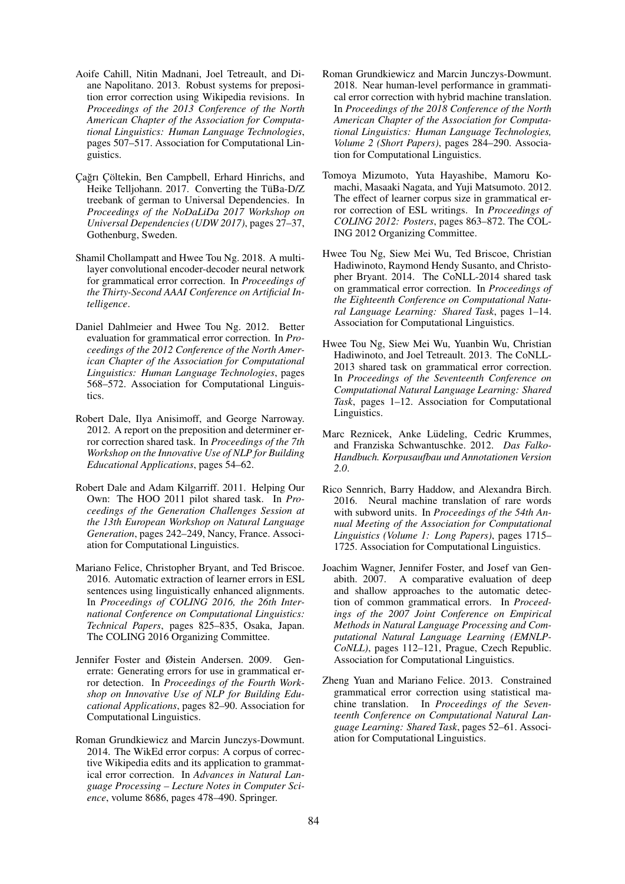Aoife Cahill, Nitin Madnani, Joel Tetreault, and Diane Napolitano. 2013. Robust systems for preposition error correction using Wikipedia revisions. In *Proceedings of the 2013 Conference of the North American Chapter of the Association for Computational Linguistics: Human Language Technologies*, pages 507–517. Association for Computational Linguistics.

Çağrı Çöltekin, Ben Campbell, Erhard Hinrichs, and Heike Telljohann. 2017. Converting the TüBa-D/Z treebank of german to Universal Dependencies. In *Proceedings of the NoDaLiDa 2017 Workshop on Universal Dependencies (UDW 2017)*, pages 27–37, Gothenburg, Sweden.

Shamil Chollampatt and Hwee Tou Ng. 2018. A multilayer convolutional encoder-decoder neural network for grammatical error correction. In *Proceedings of the Thirty-Second AAAI Conference on Artificial Intelligence*.

Daniel Dahlmeier and Hwee Tou Ng. 2012. Better evaluation for grammatical error correction. In *Proceedings of the 2012 Conference of the North American Chapter of the Association for Computational Linguistics: Human Language Technologies*, pages 568–572. Association for Computational Linguistics.

Robert Dale, Ilya Anisimoff, and George Narroway. 2012. A report on the preposition and determiner error correction shared task. In *Proceedings of the 7th Workshop on the Innovative Use of NLP for Building Educational Applications*, pages 54–62.

Robert Dale and Adam Kilgarriff. 2011. Helping Our Own: The HOO 2011 pilot shared task. In *Proceedings of the Generation Challenges Session at the 13th European Workshop on Natural Language Generation*, pages 242–249, Nancy, France. Association for Computational Linguistics.

Mariano Felice, Christopher Bryant, and Ted Briscoe. 2016. Automatic extraction of learner errors in ESL sentences using linguistically enhanced alignments. In *Proceedings of COLING 2016, the 26th International Conference on Computational Linguistics: Technical Papers*, pages 825–835, Osaka, Japan. The COLING 2016 Organizing Committee.

Jennifer Foster and Øistein Andersen. 2009. Generrate: Generating errors for use in grammatical error detection. In *Proceedings of the Fourth Workshop on Innovative Use of NLP for Building Educational Applications*, pages 82–90. Association for Computational Linguistics.

Roman Grundkiewicz and Marcin Junczys-Dowmunt. 2014. The WikEd error corpus: A corpus of corrective Wikipedia edits and its application to grammatical error correction. In *Advances in Natural Language Processing – Lecture Notes in Computer Science*, volume 8686, pages 478–490. Springer.

Roman Grundkiewicz and Marcin Junczys-Dowmunt. 2018. Near human-level performance in grammatical error correction with hybrid machine translation. In *Proceedings of the 2018 Conference of the North American Chapter of the Association for Computational Linguistics: Human Language Technologies, Volume 2 (Short Papers)*, pages 284–290. Association for Computational Linguistics.

Tomoya Mizumoto, Yuta Hayashibe, Mamoru Komachi, Masaaki Nagata, and Yuji Matsumoto. 2012. The effect of learner corpus size in grammatical error correction of ESL writings. In *Proceedings of COLING 2012: Posters*, pages 863–872. The COLING 2012 Organizing Committee.

Hwee Tou Ng, Siew Mei Wu, Ted Briscoe, Christian Hadiwinoto, Raymond Hendy Susanto, and Christopher Bryant. 2014. The CoNLL-2014 shared task on grammatical error correction. In *Proceedings of the Eighteenth Conference on Computational Natural Language Learning: Shared Task*, pages 1–14. Association for Computational Linguistics.

Hwee Tou Ng, Siew Mei Wu, Yuanbin Wu, Christian Hadiwinoto, and Joel Tetreault. 2013. The CoNLL-2013 shared task on grammatical error correction. In *Proceedings of the Seventeenth Conference on Computational Natural Language Learning: Shared Task*, pages 1–12. Association for Computational Linguistics.

Marc Reznicek, Anke Lüdeling, Cedric Krummes, and Franziska Schwantuschke. 2012. *Das Falko-Handbuch. Korpusaufbau und Annotationen Version 2.0*.

Rico Sennrich, Barry Haddow, and Alexandra Birch. 2016. Neural machine translation of rare words with subword units. In *Proceedings of the 54th Annual Meeting of the Association for Computational Linguistics (Volume 1: Long Papers)*, pages 1715–1725. Association for Computational Linguistics.

Joachim Wagner, Jennifer Foster, and Josef van Genabith. 2007. A comparative evaluation of deep and shallow approaches to the automatic detection of common grammatical errors. In *Proceedings of the 2007 Joint Conference on Empirical Methods in Natural Language Processing and Computational Natural Language Learning (EMNLP-CoNLL)*, pages 112–121, Prague, Czech Republic. Association for Computational Linguistics.

Zheng Yuan and Mariano Felice. 2013. Constrained grammatical error correction using statistical machine translation. In *Proceedings of the Seventeenth Conference on Computational Natural Language Learning: Shared Task*, pages 52–61. Association for Computational Linguistics.